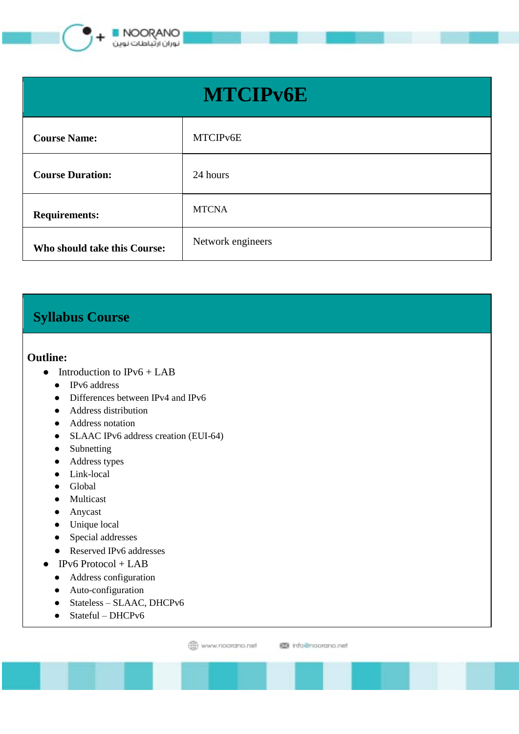# MTCIPv6E

| | |
|---|---|
| **Course Name:** | MTCIPv6E |
| **Course Duration:** | 24 hours |
| **Requirements:** | MTCNA |
| **Who should take this Course:** | Network engineers |

## Syllabus Course

**Outline:**

- Introduction to IPv6 + LAB
  - IPv6 address
  - Differences between IPv4 and IPv6
  - Address distribution
  - Address notation
  - SLAAC IPv6 address creation (EUI-64)
  - Subnetting
  - Address types
  - Link-local
  - Global
  - Multicast
  - Anycast
  - Unique local
  - Special addresses
  - Reserved IPv6 addresses
- IPv6 Protocol + LAB
  - Address configuration
  - Auto-configuration
  - Stateless – SLAAC, DHCPv6
  - Stateful – DHCPv6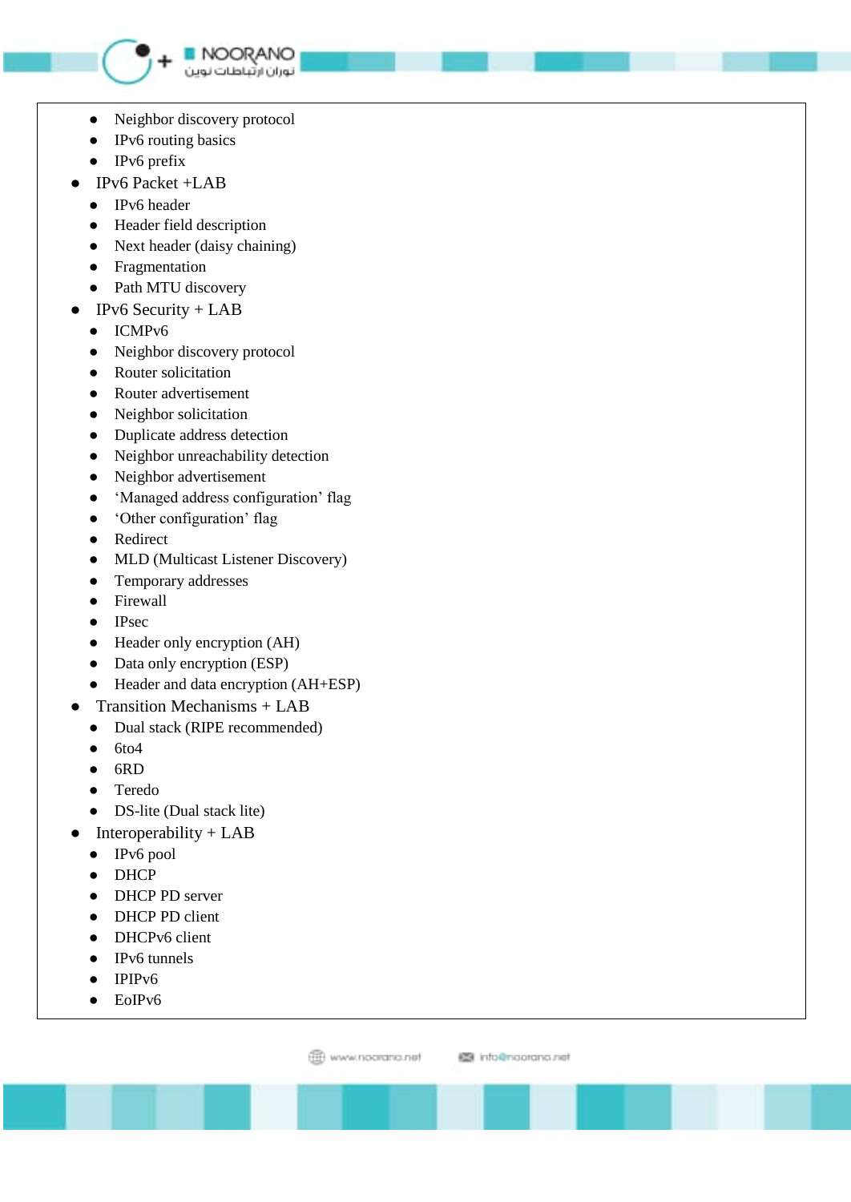- Neighbor discovery protocol
- IPv6 routing basics
- IPv6 prefix

- IPv6 Packet +LAB
  - IPv6 header
  - Header field description
  - Next header (daisy chaining)
  - Fragmentation
  - Path MTU discovery
- IPv6 Security + LAB
  - ICMPv6
  - Neighbor discovery protocol
  - Router solicitation
  - Router advertisement
  - Neighbor solicitation
  - Duplicate address detection
  - Neighbor unreachability detection
  - Neighbor advertisement
  - ‘Managed address configuration’ flag
  - ‘Other configuration’ flag
  - Redirect
  - MLD (Multicast Listener Discovery)
  - Temporary addresses
  - Firewall
  - IPsec
  - Header only encryption (AH)
  - Data only encryption (ESP)
  - Header and data encryption (AH+ESP)
- Transition Mechanisms + LAB
  - Dual stack (RIPE recommended)
  - 6to4
  - 6RD
  - Teredo
  - DS-lite (Dual stack lite)
- Interoperability + LAB
  - IPv6 pool
  - DHCP
  - DHCP PD server
  - DHCP PD client
  - DHCPv6 client
  - IPv6 tunnels
  - IPIPv6
  - EoIPv6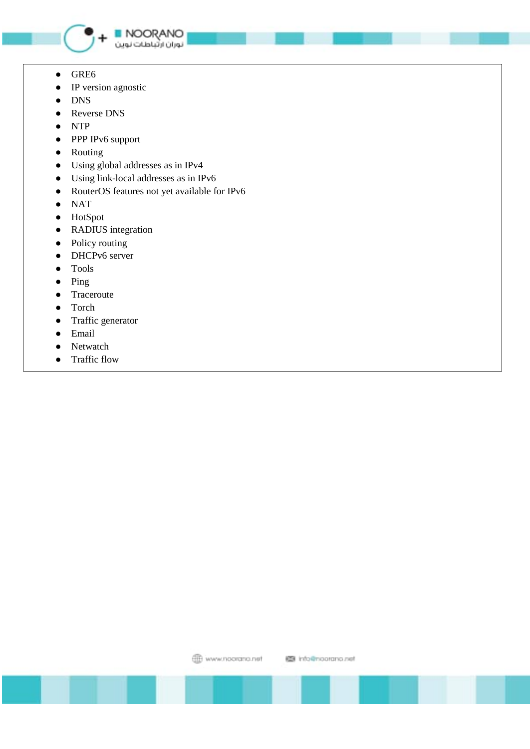- GRE6
- IP version agnostic
- DNS
- Reverse DNS
- NTP
- PPP IPv6 support
- Routing
- Using global addresses as in IPv4
- Using link-local addresses as in IPv6
- RouterOS features not yet available for IPv6
- NAT
- HotSpot
- RADIUS integration
- Policy routing
- DHCPv6 server
- Tools
- Ping
- Traceroute
- Torch
- Traffic generator
- Email
- Netwatch
- Traffic flow